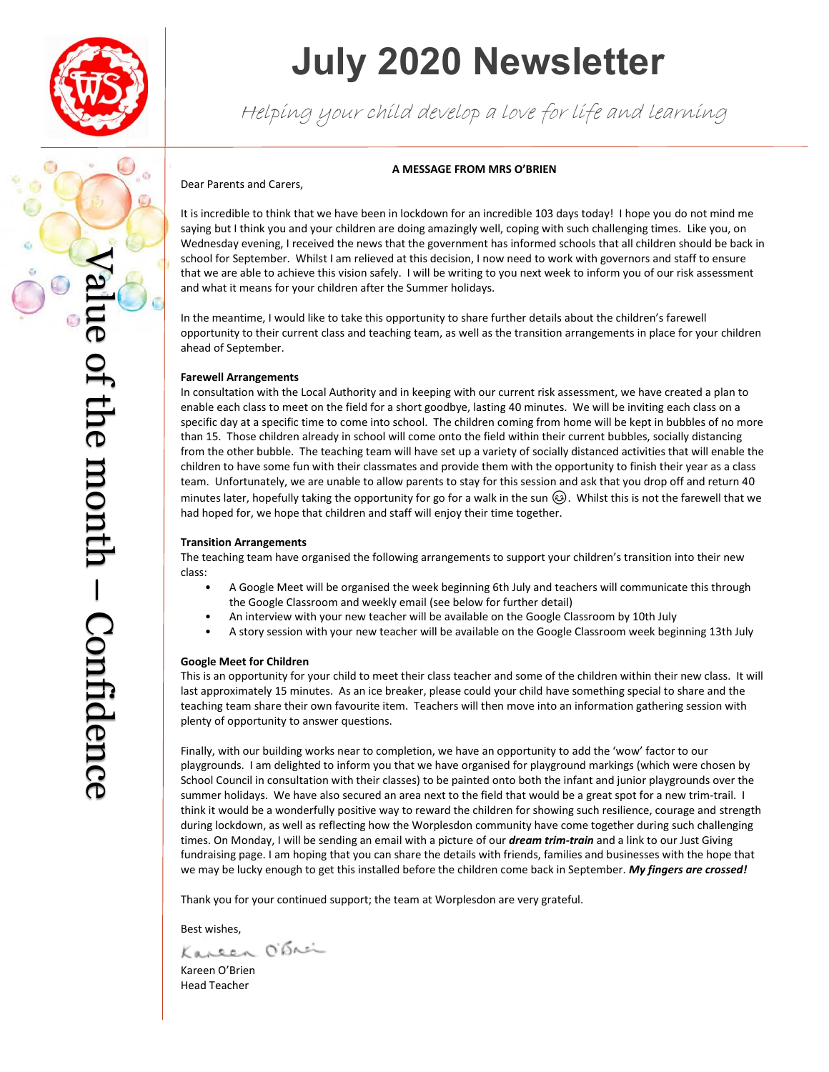# July 2020 Newsletter

*Helping your child develop a love for life and learning*

Value of the month – Confidence

**A MESSAGE FROM MRS O'BRIEN**

Dear Parents and Carers,

It is incredible to think that we have been in lockdown for an incredible 103 days today! I hope you do not mind me saying but I think you and your children are doing amazingly well, coping with such challenging times. Like you, on Wednesday evening, I received the news that the government has informed schools that all children should be back in school for September. Whilst I am relieved at this decision, I now need to work with governors and staff to ensure that we are able to achieve this vision safely. I will be writing to you next week to inform you of our risk assessment and what it means for your children after the Summer holidays.

In the meantime, I would like to take this opportunity to share further details about the children's farewell opportunity to their current class and teaching team, as well as the transition arrangements in place for your children ahead of September.

**Farewell Arrangements**

In consultation with the Local Authority and in keeping with our current risk assessment, we have created a plan to enable each class to meet on the field for a short goodbye, lasting 40 minutes. We will be inviting each class on a specific day at a specific time to come into school. The children coming from home will be kept in bubbles of no more than 15. Those children already in school will come onto the field within their current bubbles, socially distancing from the other bubble. The teaching team will have set up a variety of socially distanced activities that will enable the children to have some fun with their classmates and provide them with the opportunity to finish their year as a class team. Unfortunately, we are unable to allow parents to stay for this session and ask that you drop off and return 40 minutes later, hopefully taking the opportunity for go for a walk in the sun ☺. Whilst this is not the farewell that we had hoped for, we hope that children and staff will enjoy their time together.

**Transition Arrangements**

The teaching team have organised the following arrangements to support your children's transition into their new class:

- A Google Meet will be organised the week beginning 6th July and teachers will communicate this through the Google Classroom and weekly email (see below for further detail)
- An interview with your new teacher will be available on the Google Classroom by 10th July
- A story session with your new teacher will be available on the Google Classroom week beginning 13th July

**Google Meet for Children**

This is an opportunity for your child to meet their class teacher and some of the children within their new class. It will last approximately 15 minutes. As an ice breaker, please could your child have something special to share and the teaching team share their own favourite item. Teachers will then move into an information gathering session with plenty of opportunity to answer questions.

Finally, with our building works near to completion, we have an opportunity to add the 'wow' factor to our playgrounds. I am delighted to inform you that we have organised for playground markings (which were chosen by School Council in consultation with their classes) to be painted onto both the infant and junior playgrounds over the summer holidays. We have also secured an area next to the field that would be a great spot for a new trim-trail. I think it would be a wonderfully positive way to reward the children for showing such resilience, courage and strength during lockdown, as well as reflecting how the Worplesdon community have come together during such challenging times. On Monday, I will be sending an email with a picture of our ***dream trim-train*** and a link to our Just Giving fundraising page. I am hoping that you can share the details with friends, families and businesses with the hope that we may be lucky enough to get this installed before the children come back in September. ***My fingers are crossed!***

Thank you for your continued support; the team at Worplesdon are very grateful.

Best wishes,

Kareen O'Brien

Kareen O'Brien
Head Teacher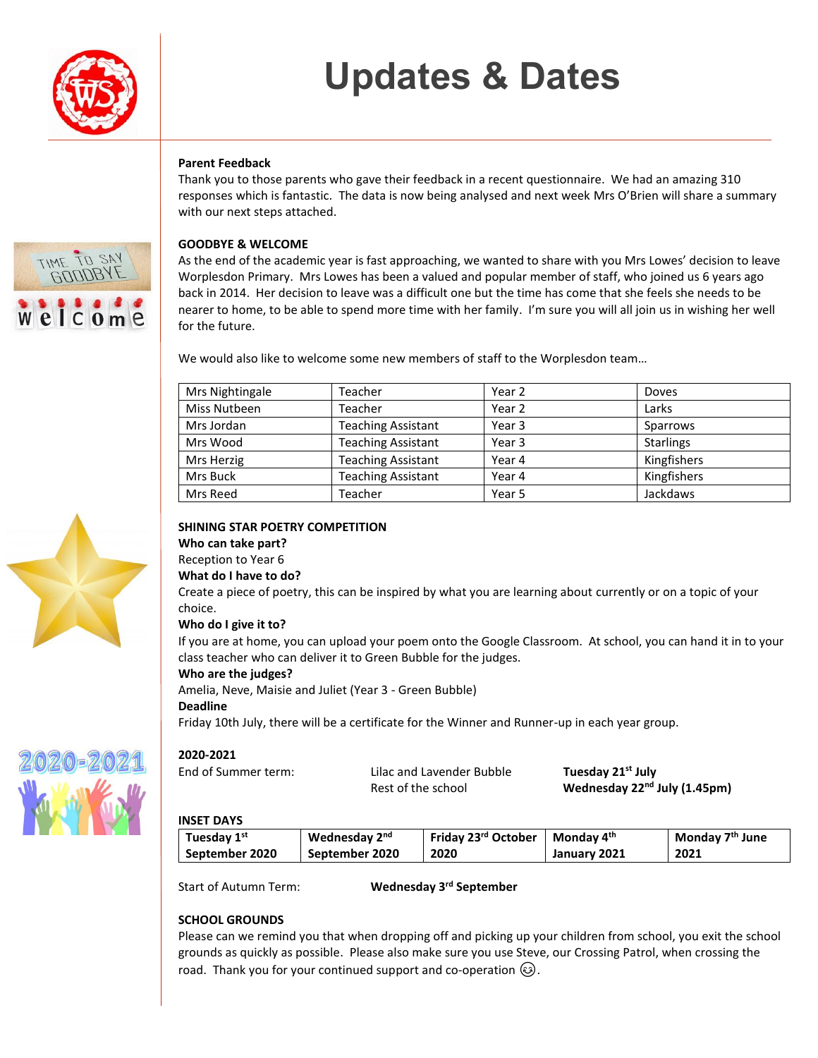# Updates & Dates

**Parent Feedback**

Thank you to those parents who gave their feedback in a recent questionnaire. We had an amazing 310 responses which is fantastic. The data is now being analysed and next week Mrs O'Brien will share a summary with our next steps attached.

**GOODBYE & WELCOME**

As the end of the academic year is fast approaching, we wanted to share with you Mrs Lowes' decision to leave Worplesdon Primary. Mrs Lowes has been a valued and popular member of staff, who joined us 6 years ago back in 2014. Her decision to leave was a difficult one but the time has come that she feels she needs to be nearer to home, to be able to spend more time with her family. I'm sure you will all join us in wishing her well for the future.

We would also like to welcome some new members of staff to the Worplesdon team…

| | | | |
|---|---|---|---|
| Mrs Nightingale | Teacher | Year 2 | Doves |
| Miss Nutbeen | Teacher | Year 2 | Larks |
| Mrs Jordan | Teaching Assistant | Year 3 | Sparrows |
| Mrs Wood | Teaching Assistant | Year 3 | Starlings |
| Mrs Herzig | Teaching Assistant | Year 4 | Kingfishers |
| Mrs Buck | Teaching Assistant | Year 4 | Kingfishers |
| Mrs Reed | Teacher | Year 5 | Jackdaws |

**SHINING STAR POETRY COMPETITION**

**Who can take part?**

Reception to Year 6

**What do I have to do?**

Create a piece of poetry, this can be inspired by what you are learning about currently or on a topic of your choice.

**Who do I give it to?**

If you are at home, you can upload your poem onto the Google Classroom. At school, you can hand it in to your class teacher who can deliver it to Green Bubble for the judges.

**Who are the judges?**

Amelia, Neve, Maisie and Juliet (Year 3 - Green Bubble)

**Deadline**

Friday 10th July, there will be a certificate for the Winner and Runner-up in each year group.

**2020-2021**

| | | |
|---|---|---|
| End of Summer term: | Lilac and Lavender Bubble | **Tuesday 21st July** |
| | Rest of the school | **Wednesday 22nd July (1.45pm)** |

**INSET DAYS**

| | | | | |
|---|---|---|---|---|
| **Tuesday 1st September 2020** | **Wednesday 2nd September 2020** | **Friday 23rd October 2020** | **Monday 4th January 2021** | **Monday 7th June 2021** |

Start of Autumn Term: **Wednesday 3rd September**

**SCHOOL GROUNDS**

Please can we remind you that when dropping off and picking up your children from school, you exit the school grounds as quickly as possible. Please also make sure you use Steve, our Crossing Patrol, when crossing the road. Thank you for your continued support and co-operation 😊.